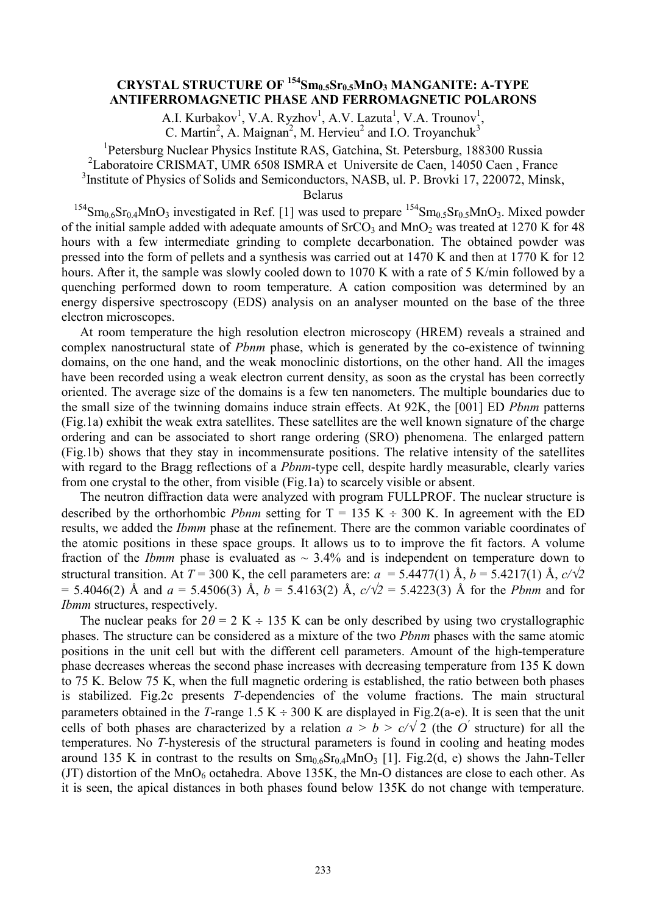# CRYSTAL STRUCTURE OF $^{154}Sm_{0.5}Sr_{0.5}MnO_3$ MANGANITE: A-TYPE ANTIFERROMAGNETIC PHASE AND FERROMAGNETIC POLARONS

A.I. Kurbakov[1], V.A. Ryzhov[1], A.V. Lazuta[1], V.A. Trounov[1], C. Martin[2], A. Maignan[2], M. Hervieu[2] and I.O. Troyanchuk[3]

[1]Petersburg Nuclear Physics Institute RAS, Gatchina, St. Petersburg, 188300 Russia
[2]Laboratoire CRISMAT, UMR 6508 ISMRA et Universite de Caen, 14050 Caen , France
[3]Institute of Physics of Solids and Semiconductors, NASB, ul. P. Brovki 17, 220072, Minsk, Belarus

$^{154}Sm_{0.6}Sr_{0.4}MnO_3$ investigated in Ref. [1] was used to prepare $^{154}Sm_{0.5}Sr_{0.5}MnO_3$. Mixed powder of the initial sample added with adequate amounts of $SrCO_3$ and $MnO_2$ was treated at 1270 K for 48 hours with a few intermediate grinding to complete decarbonation. The obtained powder was pressed into the form of pellets and a synthesis was carried out at 1470 K and then at 1770 K for 12 hours. After it, the sample was slowly cooled down to 1070 K with a rate of 5 K/min followed by a quenching performed down to room temperature. A cation composition was determined by an energy dispersive spectroscopy (EDS) analysis on an analyser mounted on the base of the three electron microscopes.

At room temperature the high resolution electron microscopy (HREM) reveals a strained and complex nanostructural state of *Pbnm* phase, which is generated by the co-existence of twinning domains, on the one hand, and the weak monoclinic distortions, on the other hand. All the images have been recorded using a weak electron current density, as soon as the crystal has been correctly oriented. The average size of the domains is a few ten nanometers. The multiple boundaries due to the small size of the twinning domains induce strain effects. At 92K, the [001] ED *Pbnm* patterns (Fig.1a) exhibit the weak extra satellites. These satellites are the well known signature of the charge ordering and can be associated to short range ordering (SRO) phenomena. The enlarged pattern (Fig.1b) shows that they stay in incommensurate positions. The relative intensity of the satellites with regard to the Bragg reflections of a *Pbnm*-type cell, despite hardly measurable, clearly varies from one crystal to the other, from visible (Fig.1a) to scarcely visible or absent.

The neutron diffraction data were analyzed with program FULLPROF. The nuclear structure is described by the orthorhombic *Pbnm* setting for T = 135 K ÷ 300 K. In agreement with the ED results, we added the *Ibmm* phase at the refinement. There are the common variable coordinates of the atomic positions in these space groups. It allows us to to improve the fit factors. A volume fraction of the *Ibmm* phase is evaluated as ~ 3.4% and is independent on temperature down to structural transition. At $T$ = 300 K, the cell parameters are: $a$ = 5.4477(1) Å, $b$ = 5.4217(1) Å, $c/\sqrt{2}$ = 5.4046(2) Å and $a$ = 5.4506(3) Å, $b$ = 5.4163(2) Å, $c/\sqrt{2}$ = 5.4223(3) Å for the *Pbnm* and for *Ibmm* structures, respectively.

The nuclear peaks for $2\theta$ = 2 K ÷ 135 K can be only described by using two crystallographic phases. The structure can be considered as a mixture of the two *Pbnm* phases with the same atomic positions in the unit cell but with the different cell parameters. Amount of the high-temperature phase decreases whereas the second phase increases with decreasing temperature from 135 K down to 75 K. Below 75 K, when the full magnetic ordering is established, the ratio between both phases is stabilized. Fig.2c presents $T$-dependencies of the volume fractions. The main structural parameters obtained in the $T$-range 1.5 K ÷ 300 K are displayed in Fig.2(a-e). It is seen that the unit cells of both phases are characterized by a relation $a > b > c/\sqrt{2}$ (the $O'$ structure) for all the temperatures. No $T$-hysteresis of the structural parameters is found in cooling and heating modes around 135 K in contrast to the results on $Sm_{0.6}Sr_{0.4}MnO_3$ [1]. Fig.2(d, e) shows the Jahn-Teller (JT) distortion of the $MnO_6$ octahedra. Above 135K, the Mn-O distances are close to each other. As it is seen, the apical distances in both phases found below 135K do not change with temperature.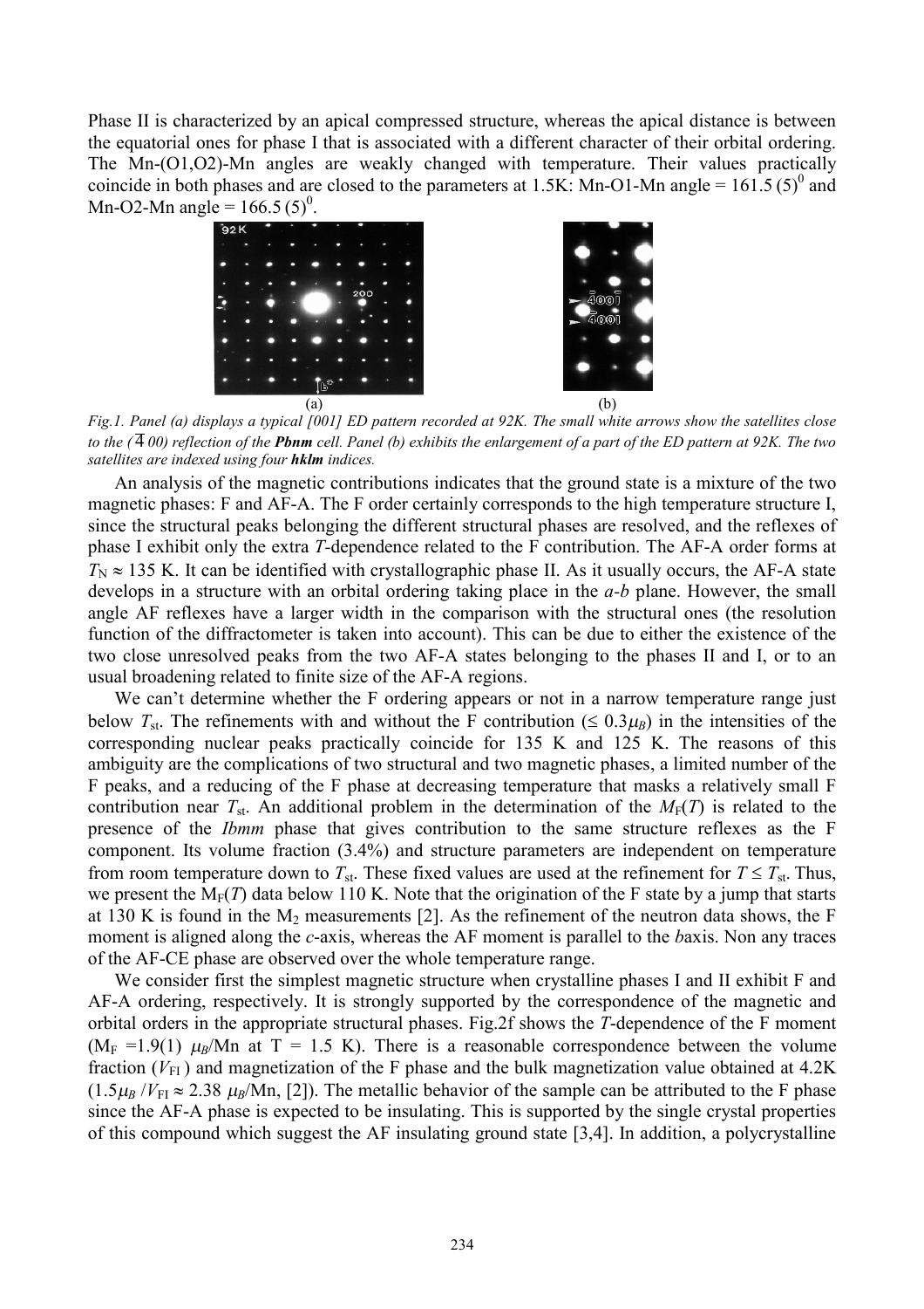Phase II is characterized by an apical compressed structure, whereas the apical distance is between the equatorial ones for phase I that is associated with a different character of their orbital ordering. The Mn-(O1,O2)-Mn angles are weakly changed with temperature. Their values practically coincide in both phases and are closed to the parameters at 1.5K: Mn-O1-Mn angle = 161.5 (5)$^0$ and Mn-O2-Mn angle = 166.5 (5)$^0$.

(a) (b)

*Fig.1. Panel (a) displays a typical [001] ED pattern recorded at 92K. The small white arrows show the satellites close to the ($\bar{4}$ 00) reflection of the **Pbnm** cell. Panel (b) exhibits the enlargement of a part of the ED pattern at 92K. The two satellites are indexed using four **hklm** indices.*

An analysis of the magnetic contributions indicates that the ground state is a mixture of the two magnetic phases: F and AF-A. The F order certainly corresponds to the high temperature structure I, since the structural peaks belonging the different structural phases are resolved, and the reflexes of phase I exhibit only the extra *T*-dependence related to the F contribution. The AF-A order forms at $T_N \approx 135$ K. It can be identified with crystallographic phase II. As it usually occurs, the AF-A state develops in a structure with an orbital ordering taking place in the *a*-*b* plane. However, the small angle AF reflexes have a larger width in the comparison with the structural ones (the resolution function of the diffractometer is taken into account). This can be due to either the existence of the two close unresolved peaks from the two AF-A states belonging to the phases II and I, or to an usual broadening related to finite size of the AF-A regions.

We can't determine whether the F ordering appears or not in a narrow temperature range just below $T_{st}$. The refinements with and without the F contribution ($\leq 0.3\mu_B$) in the intensities of the corresponding nuclear peaks practically coincide for 135 K and 125 K. The reasons of this ambiguity are the complications of two structural and two magnetic phases, a limited number of the F peaks, and a reducing of the F phase at decreasing temperature that masks a relatively small F contribution near $T_{st}$. An additional problem in the determination of the $M_F(T)$ is related to the presence of the *Ibmm* phase that gives contribution to the same structure reflexes as the F component. Its volume fraction (3.4%) and structure parameters are independent on temperature from room temperature down to $T_{st}$. These fixed values are used at the refinement for $T \leq T_{st}$. Thus, we present the $M_F(T)$ data below 110 K. Note that the origination of the F state by a jump that starts at 130 K is found in the $M_2$ measurements [2]. As the refinement of the neutron data shows, the F moment is aligned along the *c*-axis, whereas the AF moment is parallel to the *b*axis. Non any traces of the AF-CE phase are observed over the whole temperature range.

We consider first the simplest magnetic structure when crystalline phases I and II exhibit F and AF-A ordering, respectively. It is strongly supported by the correspondence of the magnetic and orbital orders in the appropriate structural phases. Fig.2f shows the *T*-dependence of the F moment ($M_F$ =1.9(1) $\mu_B$/Mn at T = 1.5 K). There is a reasonable correspondence between the volume fraction ($V_{FI}$ ) and magnetization of the F phase and the bulk magnetization value obtained at 4.2K ($1.5\mu_B / V_{FI} \approx 2.38$ $\mu_B$/Mn, [2]). The metallic behavior of the sample can be attributed to the F phase since the AF-A phase is expected to be insulating. This is supported by the single crystal properties of this compound which suggest the AF insulating ground state [3,4]. In addition, a polycrystalline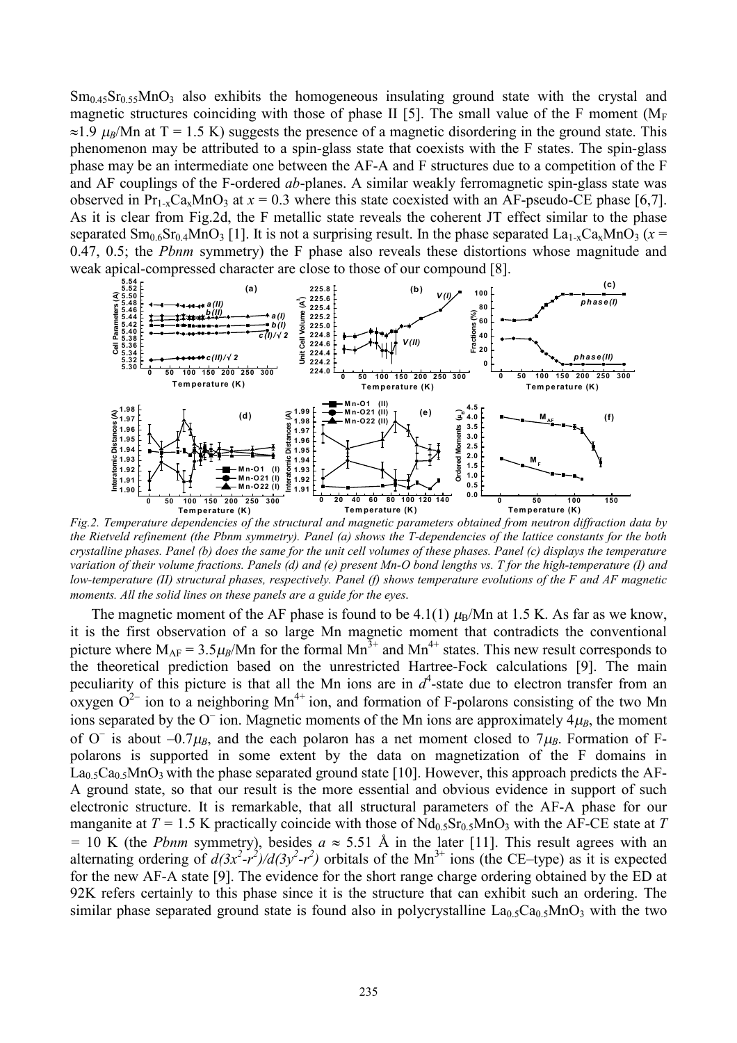$Sm_{0.45}Sr_{0.55}MnO_3$ also exhibits the homogeneous insulating ground state with the crystal and magnetic structures coinciding with those of phase II [5]. The small value of the F moment ($M_F \approx 1.9\ \mu_B$/Mn at T = 1.5 K) suggests the presence of a magnetic disordering in the ground state. This phenomenon may be attributed to a spin-glass state that coexists with the F states. The spin-glass phase may be an intermediate one between the AF-A and F structures due to a competition of the F and AF couplings of the F-ordered *ab*-planes. A similar weakly ferromagnetic spin-glass state was observed in $Pr_{1-x}Ca_xMnO_3$ at $x = 0.3$ where this state coexisted with an AF-pseudo-CE phase [6,7]. As it is clear from Fig.2d, the F metallic state reveals the coherent JT effect similar to the phase separated $Sm_{0.6}Sr_{0.4}MnO_3$ [1]. It is not a surprising result. In the phase separated $La_{1-x}Ca_xMnO_3$ ($x$ = 0.47, 0.5; the *Pbnm* symmetry) the F phase also reveals these distortions whose magnitude and weak apical-compressed character are close to those of our compound [8].

*Fig.2. Temperature dependencies of the structural and magnetic parameters obtained from neutron diffraction data by the Rietveld refinement (the Pbnm symmetry). Panel (a) shows the T-dependencies of the lattice constants for the both crystalline phases. Panel (b) does the same for the unit cell volumes of these phases. Panel (c) displays the temperature variation of their volume fractions. Panels (d) and (e) present Mn-O bond lengths vs. T for the high-temperature (I) and low-temperature (II) structural phases, respectively. Panel (f) shows temperature evolutions of the F and AF magnetic moments. All the solid lines on these panels are a guide for the eyes.*

The magnetic moment of the AF phase is found to be 4.1(1) $\mu_B$/Mn at 1.5 K. As far as we know, it is the first observation of a so large Mn magnetic moment that contradicts the conventional picture where $M_{AF} = 3.5\mu_B$/Mn for the formal $Mn^{3+}$ and $Mn^{4+}$ states. This new result corresponds to the theoretical prediction based on the unrestricted Hartree-Fock calculations [9]. The main peculiarity of this picture is that all the Mn ions are in $d^4$-state due to electron transfer from an oxygen $O^{2-}$ ion to a neighboring $Mn^{4+}$ ion, and formation of F-polarons consisting of the two Mn ions separated by the $O^-$ ion. Magnetic moments of the Mn ions are approximately $4\mu_B$, the moment of $O^-$ is about $-0.7\mu_B$, and the each polaron has a net moment closed to $7\mu_B$. Formation of F-polarons is supported in some extent by the data on magnetization of the F domains in $La_{0.5}Ca_{0.5}MnO_3$ with the phase separated ground state [10]. However, this approach predicts the AF-A ground state, so that our result is the more essential and obvious evidence in support of such electronic structure. It is remarkable, that all structural parameters of the AF-A phase for our manganite at $T$ = 1.5 K practically coincide with those of $Nd_{0.5}Sr_{0.5}MnO_3$ with the AF-CE state at $T$ = 10 K (the *Pbnm* symmetry), besides $a \approx 5.51$ Å in the later [11]. This result agrees with an alternating ordering of $d(3x^2\text{-}r^2)/d(3y^2\text{-}r^2)$ orbitals of the $Mn^{3+}$ ions (the CE–type) as it is expected for the new AF-A state [9]. The evidence for the short range charge ordering obtained by the ED at 92K refers certainly to this phase since it is the structure that can exhibit such an ordering. The similar phase separated ground state is found also in polycrystalline $La_{0.5}Ca_{0.5}MnO_3$ with the two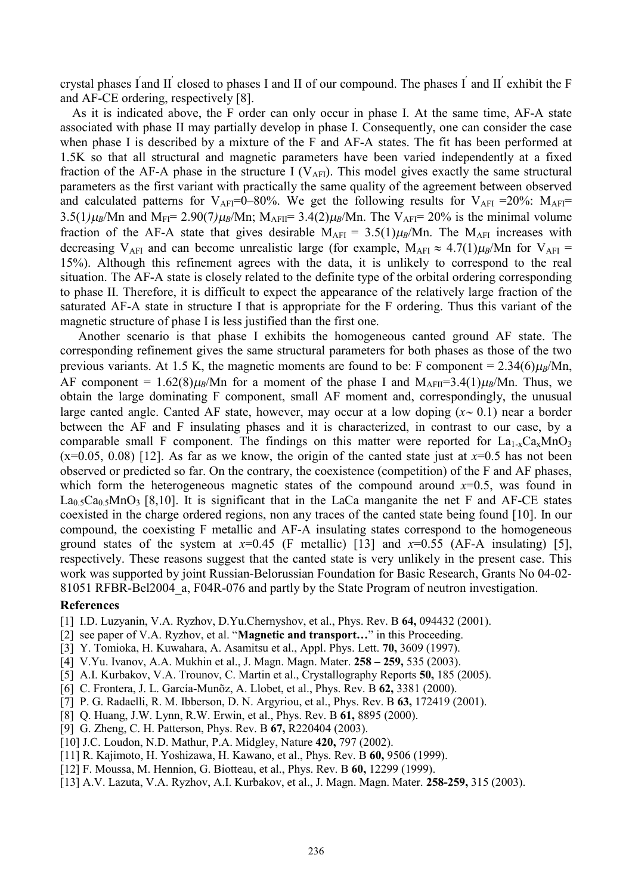crystal phases I′ and II′ closed to phases I and II of our compound. The phases I′ and II′ exhibit the F and AF-CE ordering, respectively [8].

As it is indicated above, the F order can only occur in phase I. At the same time, AF-A state associated with phase II may partially develop in phase I. Consequently, one can consider the case when phase I is described by a mixture of the F and AF-A states. The fit has been performed at 1.5K so that all structural and magnetic parameters have been varied independently at a fixed fraction of the AF-A phase in the structure I ($V_{AFI}$). This model gives exactly the same structural parameters as the first variant with practically the same quality of the agreement between observed and calculated patterns for $V_{AFI}$=0–80%. We get the following results for $V_{AFI}$ =20%: $M_{AFI}$= 3.5(1)$\mu_B$/Mn and $M_{FI}$= 2.90(7)$\mu_B$/Mn; $M_{AFII}$= 3.4(2)$\mu_B$/Mn. The $V_{AFI}$= 20% is the minimal volume fraction of the AF-A state that gives desirable $M_{AFI}$ = 3.5(1)$\mu_B$/Mn. The $M_{AFI}$ increases with decreasing $V_{AFI}$ and can become unrealistic large (for example, $M_{AFI} \approx 4.7(1)\mu_B$/Mn for $V_{AFI}$ = 15%). Although this refinement agrees with the data, it is unlikely to correspond to the real situation. The AF-A state is closely related to the definite type of the orbital ordering corresponding to phase II. Therefore, it is difficult to expect the appearance of the relatively large fraction of the saturated AF-A state in structure I that is appropriate for the F ordering. Thus this variant of the magnetic structure of phase I is less justified than the first one.

Another scenario is that phase I exhibits the homogeneous canted ground AF state. The corresponding refinement gives the same structural parameters for both phases as those of the two previous variants. At 1.5 K, the magnetic moments are found to be: F component = 2.34(6)$\mu_B$/Mn, AF component = 1.62(8)$\mu_B$/Mn for a moment of the phase I and $M_{AFII}$=3.4(1)$\mu_B$/Mn. Thus, we obtain the large dominating F component, small AF moment and, correspondingly, the unusual large canted angle. Canted AF state, however, may occur at a low doping ($x\sim$ 0.1) near a border between the AF and F insulating phases and it is characterized, in contrast to our case, by a comparable small F component. The findings on this matter were reported for $La_{1-x}Ca_xMnO_3$ (x=0.05, 0.08) [12]. As far as we know, the origin of the canted state just at $x$=0.5 has not been observed or predicted so far. On the contrary, the coexistence (competition) of the F and AF phases, which form the heterogeneous magnetic states of the compound around $x$=0.5, was found in $La_{0.5}Ca_{0.5}MnO_3$ [8,10]. It is significant that in the LaCa manganite the net F and AF-CE states coexisted in the charge ordered regions, non any traces of the canted state being found [10]. In our compound, the coexisting F metallic and AF-A insulating states correspond to the homogeneous ground states of the system at $x$=0.45 (F metallic) [13] and $x$=0.55 (AF-A insulating) [5], respectively. These reasons suggest that the canted state is very unlikely in the present case. This work was supported by joint Russian-Belorussian Foundation for Basic Research, Grants No 04-02-81051 RFBR-Bel2004_a, F04R-076 and partly by the State Program of neutron investigation.

**References**

[1] I.D. Luzyanin, V.A. Ryzhov, D.Yu.Chernyshov, et al., Phys. Rev. B **64,** 094432 (2001).
[2] see paper of V.A. Ryzhov, et al. "**Magnetic and transport…**" in this Proceeding.
[3] Y. Tomioka, H. Kuwahara, A. Asamitsu et al., Appl. Phys. Lett. **70,** 3609 (1997).
[4] V.Yu. Ivanov, A.A. Mukhin et al., J. Magn. Magn. Mater. **258 – 259,** 535 (2003).
[5] A.I. Kurbakov, V.A. Trounov, C. Martin et al., Crystallography Reports **50,** 185 (2005).
[6] C. Frontera, J. L. García-Munõz, A. Llobet, et al., Phys. Rev. B **62,** 3381 (2000).
[7] P. G. Radaelli, R. M. Ibberson, D. N. Argyriou, et al., Phys. Rev. B **63,** 172419 (2001).
[8] Q. Huang, J.W. Lynn, R.W. Erwin, et al., Phys. Rev. B **61,** 8895 (2000).
[9] G. Zheng, C. H. Patterson, Phys. Rev. B **67,** R220404 (2003).
[10] J.C. Loudon, N.D. Mathur, P.A. Midgley, Nature **420,** 797 (2002).
[11] R. Kajimoto, H. Yoshizawa, H. Kawano, et al., Phys. Rev. B **60,** 9506 (1999).
[12] F. Moussa, M. Hennion, G. Biotteau, et al., Phys. Rev. B **60,** 12299 (1999).
[13] A.V. Lazuta, V.A. Ryzhov, A.I. Kurbakov, et al., J. Magn. Magn. Mater. **258-259,** 315 (2003).